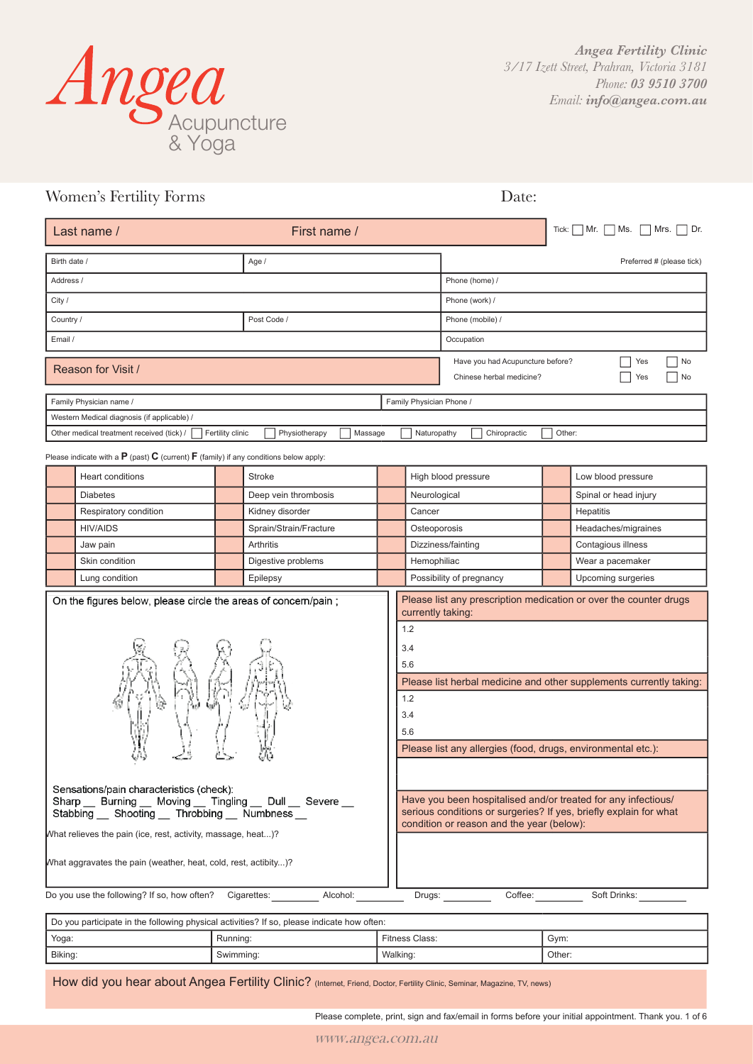Angea Acupuncture & Yoga

*Angea Fertility Clinic*
*3/17 Izett Street, Prahran, Victoria 3181*
*Phone:* ***03 9510 3700***
*Email:* ***info@angea.com.au***

## Women's Fertility Forms

Date:

| Last name / | First name / | Tick: ☐ Mr. ☐ Ms. ☐ Mrs. ☐ Dr. |
|---|---|---|

| Birth date / | Age / | Preferred # (please tick) |
|---|---|---|
| Address / | | Phone (home) / |
| City / | | Phone (work) / |
| Country / | Post Code / | Phone (mobile) / |
| Email / | | Occupation |

| Reason for Visit / | Have you had Acupuncture before? ☐ Yes ☐ No<br>Chinese herbal medicine? ☐ Yes ☐ No |
|---|---|

| Family Physician name / | Family Physician Phone / |
|---|---|
| Western Medical diagnosis (if applicable) / | |
| Other medical treatment received (tick) / ☐ Fertility clinic ☐ Physiotherapy ☐ Massage ☐ Naturopathy ☐ Chiropractic ☐ Other: | |

Please indicate with a **P** (past) **C** (current) **F** (family) if any conditions below apply:

| | Condition | | Condition | | Condition | | Condition |
|---|---|---|---|---|---|---|---|
| | Heart conditions | | Stroke | | High blood pressure | | Low blood pressure |
| | Diabetes | | Deep vein thrombosis | | Neurological | | Spinal or head injury |
| | Respiratory condition | | Kidney disorder | | Cancer | | Hepatitis |
| | HIV/AIDS | | Sprain/Strain/Fracture | | Osteoporosis | | Headaches/migraines |
| | Jaw pain | | Arthritis | | Dizziness/fainting | | Contagious illness |
| | Skin condition | | Digestive problems | | Hemophiliac | | Wear a pacemaker |
| | Lung condition | | Epilepsy | | Possibility of pregnancy | | Upcoming surgeries |

On the figures below, please circle the areas of concern/pain ;

Sensations/pain characteristics (check):
Sharp __ Burning __ Moving __ Tingling __ Dull __ Severe __
Stabbing __ Shooting __ Throbbing __ Numbness __

What relieves the pain (ice, rest, activity, massage, heat...)?

What aggravates the pain (weather, heat, cold, rest, actibity...)?

Please list any prescription medication or over the counter drugs currently taking:

1.2
3.4
5.6

Please list herbal medicine and other supplements currently taking:

1.2
3.4
5.6

Please list any allergies (food, drugs, environmental etc.):

Have you been hospitalised and/or treated for any infectious/ serious conditions or surgeries? If yes, briefly explain for what condition or reason and the year (below):

Do you use the following? If so, how often? Cigarettes: ________ Alcohol: ________ Drugs: ________ Coffee: ________ Soft Drinks: ________

| Do you participate in the following physical activities? If so, please indicate how often: | | | |
|---|---|---|---|
| Yoga: | Running: | Fitness Class: | Gym: |
| Biking: | Swimming: | Walking: | Other: |

How did you hear about Angea Fertility Clinic? (Internet, Friend, Doctor, Fertility Clinic, Seminar, Magazine, TV, news)

Please complete, print, sign and fax/email in forms before your initial appointment. Thank you.

www.angea.com.au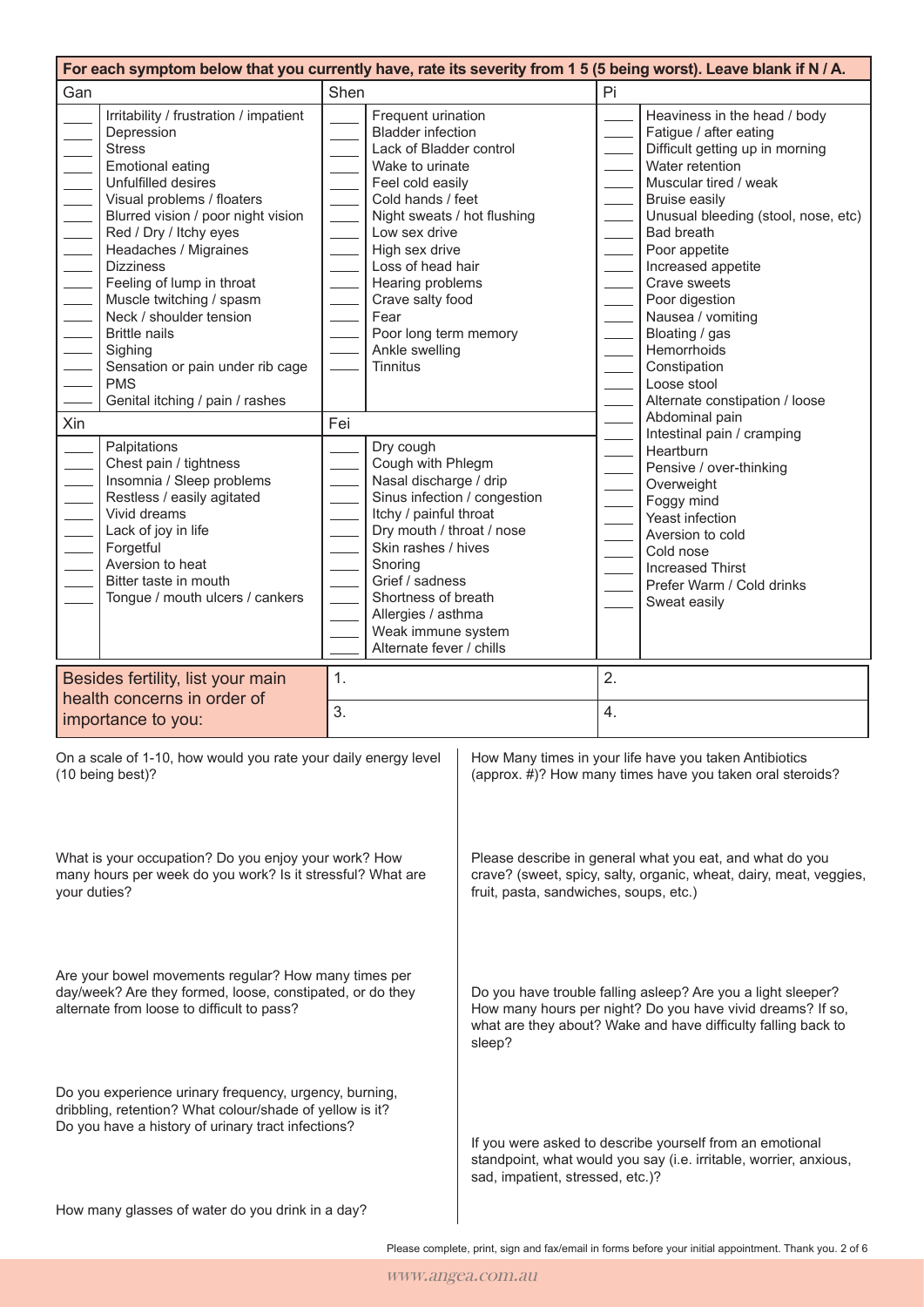**For each symptom below that you currently have, rate its severity from 1 5 (5 being worst). Leave blank if N / A.**

## Gan

- ____ Irritability / frustration / impatient
- ____ Depression
- ____ Stress
- ____ Emotional eating
- ____ Unfulfilled desires
- ____ Visual problems / floaters
- ____ Blurred vision / poor night vision
- ____ Red / Dry / Itchy eyes
- ____ Headaches / Migraines
- ____ Dizziness
- ____ Feeling of lump in throat
- ____ Muscle twitching / spasm
- ____ Neck / shoulder tension
- ____ Brittle nails
- ____ Sighing
- ____ Sensation or pain under rib cage
- ____ PMS
- ____ Genital itching / pain / rashes

## Xin

- ____ Palpitations
- ____ Chest pain / tightness
- ____ Insomnia / Sleep problems
- ____ Restless / easily agitated
- ____ Vivid dreams
- ____ Lack of joy in life
- ____ Forgetful
- ____ Aversion to heat
- ____ Bitter taste in mouth
- ____ Tongue / mouth ulcers / cankers

## Shen

- ____ Frequent urination
- ____ Bladder infection
- ____ Lack of Bladder control
- ____ Wake to urinate
- ____ Feel cold easily
- ____ Cold hands / feet
- ____ Night sweats / hot flushing
- ____ Low sex drive
- ____ High sex drive
- ____ Loss of head hair
- ____ Hearing problems
- ____ Crave salty food
- ____ Fear
- ____ Poor long term memory
- ____ Ankle swelling
- ____ Tinnitus

## Fei

- ____ Dry cough
- ____ Cough with Phlegm
- ____ Nasal discharge / drip
- ____ Sinus infection / congestion
- ____ Itchy / painful throat
- ____ Dry mouth / throat / nose
- ____ Skin rashes / hives
- ____ Snoring
- ____ Grief / sadness
- ____ Shortness of breath
- ____ Allergies / asthma
- ____ Weak immune system
- ____ Alternate fever / chills

## Pi

- ____ Heaviness in the head / body
- ____ Fatigue / after eating
- ____ Difficult getting up in morning
- ____ Water retention
- ____ Muscular tired / weak
- ____ Bruise easily
- ____ Unusual bleeding (stool, nose, etc)
- ____ Bad breath
- ____ Poor appetite
- ____ Increased appetite
- ____ Crave sweets
- ____ Poor digestion
- ____ Nausea / vomiting
- ____ Bloating / gas
- ____ Hemorrhoids
- ____ Constipation
- ____ Loose stool
- ____ Alternate constipation / loose
- ____ Abdominal pain
- ____ Intestinal pain / cramping
- ____ Heartburn
- ____ Pensive / over-thinking
- ____ Overweight
- ____ Foggy mind
- ____ Yeast infection
- ____ Aversion to cold
- ____ Cold nose
- ____ Increased Thirst
- ____ Prefer Warm / Cold drinks
- ____ Sweat easily

| Besides fertility, list your main health concerns in order of importance to you: | 1. | 2. |
|---|---|---|
| | 3. | 4. |

On a scale of 1-10, how would you rate your daily energy level (10 being best)?

What is your occupation? Do you enjoy your work? How many hours per week do you work? Is it stressful? What are your duties?

Are your bowel movements regular? How many times per day/week? Are they formed, loose, constipated, or do they alternate from loose to difficult to pass?

Do you experience urinary frequency, urgency, burning, dribbling, retention? What colour/shade of yellow is it? Do you have a history of urinary tract infections?

How many glasses of water do you drink in a day?

How Many times in your life have you taken Antibiotics (approx. #)? How many times have you taken oral steroids?

Please describe in general what you eat, and what do you crave? (sweet, spicy, salty, organic, wheat, dairy, meat, veggies, fruit, pasta, sandwiches, soups, etc.)

Do you have trouble falling asleep? Are you a light sleeper? How many hours per night? Do you have vivid dreams? If so, what are they about? Wake and have difficulty falling back to sleep?

If you were asked to describe yourself from an emotional standpoint, what would you say (i.e. irritable, worrier, anxious, sad, impatient, stressed, etc.)?

Please complete, print, sign and fax/email in forms before your initial appointment. Thank you.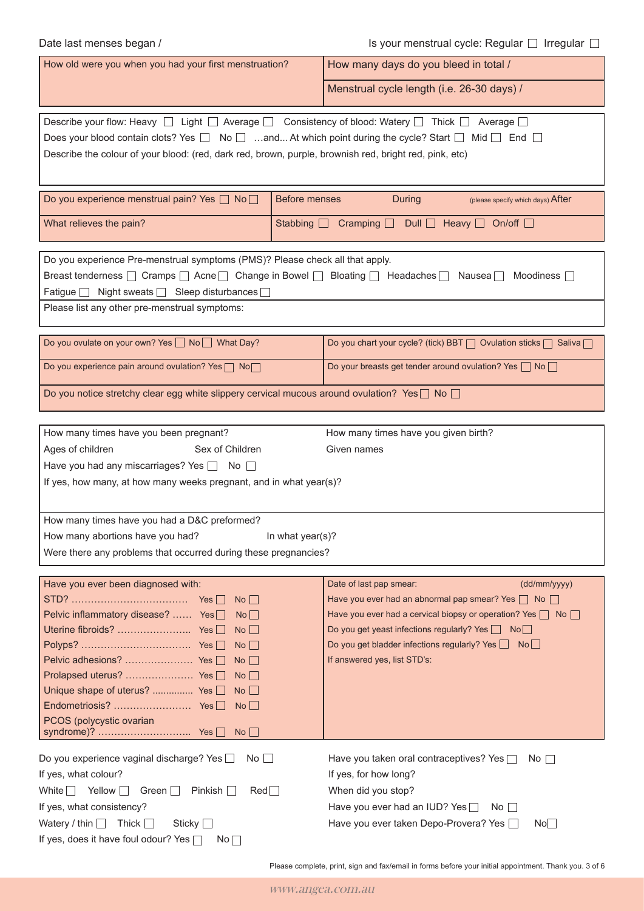Date last menses began /

Is your menstrual cycle: Regular ☐ Irregular ☐

| How old were you when you had your first menstruation? | How many days do you bleed in total / |
|---|---|
| | Menstrual cycle length (i.e. 26-30 days) / |

Describe your flow: Heavy ☐ Light ☐ Average ☐ Consistency of blood: Watery ☐ Thick ☐ Average ☐

Does your blood contain clots? Yes ☐ No ☐ …and... At which point during the cycle? Start ☐ Mid ☐ End ☐

Describe the colour of your blood: (red, dark red, brown, purple, brownish red, bright red, pink, etc)

| Do you experience menstrual pain? Yes ☐ No ☐ | Before menses During (please specify which days) After |
|---|---|
| What relieves the pain? | Stabbing ☐ Cramping ☐ Dull ☐ Heavy ☐ On/off ☐ |

Do you experience Pre-menstrual symptoms (PMS)? Please check all that apply.

Breast tenderness ☐ Cramps ☐ Acne ☐ Change in Bowel ☐ Bloating ☐ Headaches ☐ Nausea ☐ Moodiness ☐

Fatigue ☐ Night sweats ☐ Sleep disturbances ☐

Please list any other pre-menstrual symptoms:

| Do you ovulate on your own? Yes ☐ No ☐ What Day? | Do you chart your cycle? (tick) BBT ☐ Ovulation sticks ☐ Saliva ☐ |
|---|---|
| Do you experience pain around ovulation? Yes ☐ No ☐ | Do your breasts get tender around ovulation? Yes ☐ No ☐ |

Do you notice stretchy clear egg white slippery cervical mucous around ovulation? Yes ☐ No ☐

How many times have you been pregnant? How many times have you given birth?

Ages of children Sex of Children Given names

Have you had any miscarriages? Yes ☐ No ☐

If yes, how many, at how many weeks pregnant, and in what year(s)?

How many times have you had a D&C preformed?

How many abortions have you had? In what year(s)?

Were there any problems that occurred during these pregnancies?

| Have you ever been diagnosed with: | Date of last pap smear: (dd/mm/yyyy) |
|---|---|
| STD? ……………………………… Yes ☐ No ☐ | Have you ever had an abnormal pap smear? Yes ☐ No ☐ |
| Pelvic inflammatory disease? …… Yes ☐ No ☐ | Have you ever had a cervical biopsy or operation? Yes ☐ No ☐ |
| Uterine fibroids? ………………….. Yes ☐ No ☐ | Do you get yeast infections regularly? Yes ☐ No ☐ |
| Polyps? …………………………… Yes ☐ No ☐ | Do you get bladder infections regularly? Yes ☐ No ☐ |
| Pelvic adhesions? ………………… Yes ☐ No ☐ | If answered yes, list STD's: |
| Prolapsed uterus? ………………… Yes ☐ No ☐ | |
| Unique shape of uterus? .............. Yes ☐ No ☐ | |
| Endometriosis? …………………… Yes ☐ No ☐ | |
| PCOS (polycystic ovarian syndrome)? ……………………….. Yes ☐ No ☐ | |

Do you experience vaginal discharge? Yes ☐ No ☐

If yes, what colour?

White ☐ Yellow ☐ Green ☐ Pinkish ☐ Red ☐

If yes, what consistency?

Watery / thin ☐ Thick ☐ Sticky ☐

If yes, does it have foul odour? Yes ☐ No ☐

Have you taken oral contraceptives? Yes ☐ No ☐

If yes, for how long?

When did you stop?

Have you ever had an IUD? Yes ☐ No ☐

Have you ever taken Depo-Provera? Yes ☐ No ☐

Please complete, print, sign and fax/email in forms before your initial appointment. Thank you.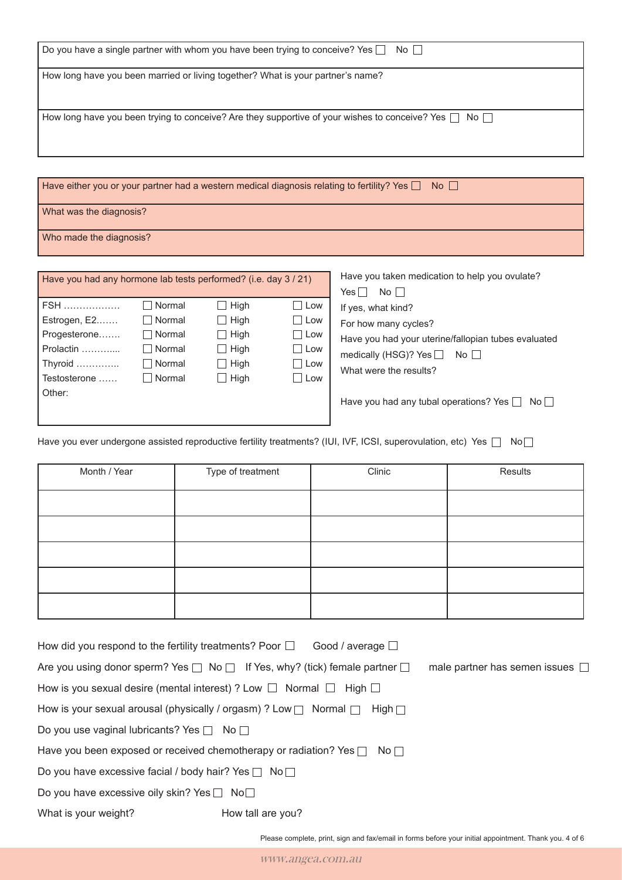Do you have a single partner with whom you have been trying to conceive? Yes ☐ No ☐

How long have you been married or living together? What is your partner's name?

How long have you been trying to conceive? Are they supportive of your wishes to conceive? Yes ☐ No ☐

Have either you or your partner had a western medical diagnosis relating to fertility? Yes ☐ No ☐

What was the diagnosis?

Who made the diagnosis?

| Have you had any hormone lab tests performed? (i.e. day 3 / 21) | | | |
|---|---|---|---|
| FSH ……………… | ☐ Normal | ☐ High | ☐ Low |
| Estrogen, E2……. | ☐ Normal | ☐ High | ☐ Low |
| Progesterone……. | ☐ Normal | ☐ High | ☐ Low |
| Prolactin ………... | ☐ Normal | ☐ High | ☐ Low |
| Thyroid ………….. | ☐ Normal | ☐ High | ☐ Low |
| Testosterone …… | ☐ Normal | ☐ High | ☐ Low |
| Other: | | | |

Have you taken medication to help you ovulate? Yes ☐ No ☐

If yes, what kind?

For how many cycles?

Have you had your uterine/fallopian tubes evaluated medically (HSG)? Yes ☐ No ☐

What were the results?

Have you had any tubal operations? Yes ☐ No ☐

Have you ever undergone assisted reproductive fertility treatments? (IUI, IVF, ICSI, superovulation, etc) Yes ☐ No ☐

| Month / Year | Type of treatment | Clinic | Results |
|---|---|---|---|
| | | | |
| | | | |
| | | | |
| | | | |
| | | | |

How did you respond to the fertility treatments? Poor ☐ Good / average ☐

Are you using donor sperm? Yes ☐ No ☐ If Yes, why? (tick) female partner ☐ male partner has semen issues ☐

How is you sexual desire (mental interest) ? Low ☐ Normal ☐ High ☐

How is your sexual arousal (physically / orgasm) ? Low ☐ Normal ☐ High ☐

Do you use vaginal lubricants? Yes ☐ No ☐

Have you been exposed or received chemotherapy or radiation? Yes ☐ No ☐

Do you have excessive facial / body hair? Yes ☐ No ☐

Do you have excessive oily skin? Yes ☐ No ☐

What is your weight? How tall are you?

Please complete, print, sign and fax/email in forms before your initial appointment. Thank you.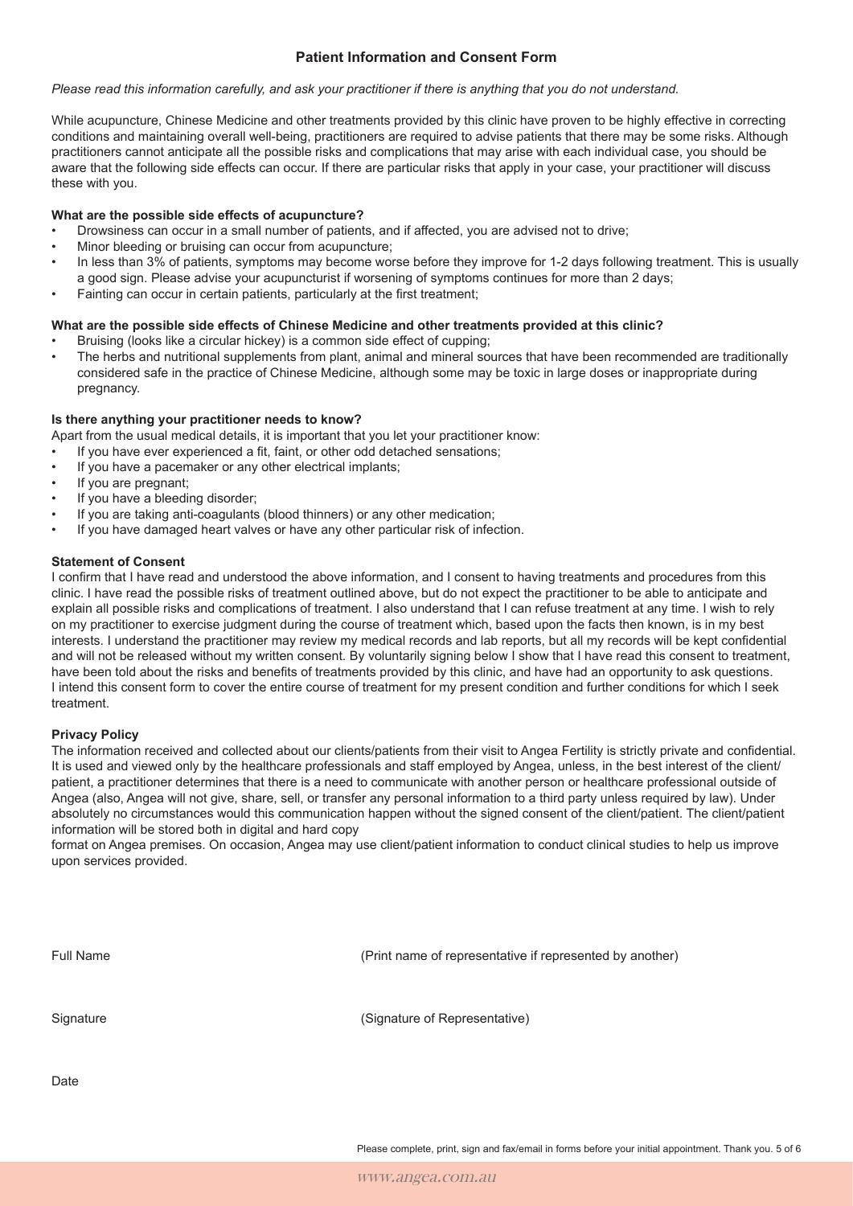## Patient Information and Consent Form

*Please read this information carefully, and ask your practitioner if there is anything that you do not understand.*

While acupuncture, Chinese Medicine and other treatments provided by this clinic have proven to be highly effective in correcting conditions and maintaining overall well-being, practitioners are required to advise patients that there may be some risks. Although practitioners cannot anticipate all the possible risks and complications that may arise with each individual case, you should be aware that the following side effects can occur. If there are particular risks that apply in your case, your practitioner will discuss these with you.

**What are the possible side effects of acupuncture?**

- Drowsiness can occur in a small number of patients, and if affected, you are advised not to drive;
- Minor bleeding or bruising can occur from acupuncture;
- In less than 3% of patients, symptoms may become worse before they improve for 1-2 days following treatment. This is usually a good sign. Please advise your acupuncturist if worsening of symptoms continues for more than 2 days;
- Fainting can occur in certain patients, particularly at the first treatment;

**What are the possible side effects of Chinese Medicine and other treatments provided at this clinic?**

- Bruising (looks like a circular hickey) is a common side effect of cupping;
- The herbs and nutritional supplements from plant, animal and mineral sources that have been recommended are traditionally considered safe in the practice of Chinese Medicine, although some may be toxic in large doses or inappropriate during pregnancy.

**Is there anything your practitioner needs to know?**

Apart from the usual medical details, it is important that you let your practitioner know:

- If you have ever experienced a fit, faint, or other odd detached sensations;
- If you have a pacemaker or any other electrical implants;
- If you are pregnant;
- If you have a bleeding disorder;
- If you are taking anti-coagulants (blood thinners) or any other medication;
- If you have damaged heart valves or have any other particular risk of infection.

**Statement of Consent**

I confirm that I have read and understood the above information, and I consent to having treatments and procedures from this clinic. I have read the possible risks of treatment outlined above, but do not expect the practitioner to be able to anticipate and explain all possible risks and complications of treatment. I also understand that I can refuse treatment at any time. I wish to rely on my practitioner to exercise judgment during the course of treatment which, based upon the facts then known, is in my best interests. I understand the practitioner may review my medical records and lab reports, but all my records will be kept confidential and will not be released without my written consent. By voluntarily signing below I show that I have read this consent to treatment, have been told about the risks and benefits of treatments provided by this clinic, and have had an opportunity to ask questions. I intend this consent form to cover the entire course of treatment for my present condition and further conditions for which I seek treatment.

**Privacy Policy**

The information received and collected about our clients/patients from their visit to Angea Fertility is strictly private and confidential. It is used and viewed only by the healthcare professionals and staff employed by Angea, unless, in the best interest of the client/patient, a practitioner determines that there is a need to communicate with another person or healthcare professional outside of Angea (also, Angea will not give, share, sell, or transfer any personal information to a third party unless required by law). Under absolutely no circumstances would this communication happen without the signed consent of the client/patient. The client/patient information will be stored both in digital and hard copy format on Angea premises. On occasion, Angea may use client/patient information to conduct clinical studies to help us improve upon services provided.

Full Name (Print name of representative if represented by another)

Signature (Signature of Representative)

Date

Please complete, print, sign and fax/email in forms before your initial appointment. Thank you.

www.angea.com.au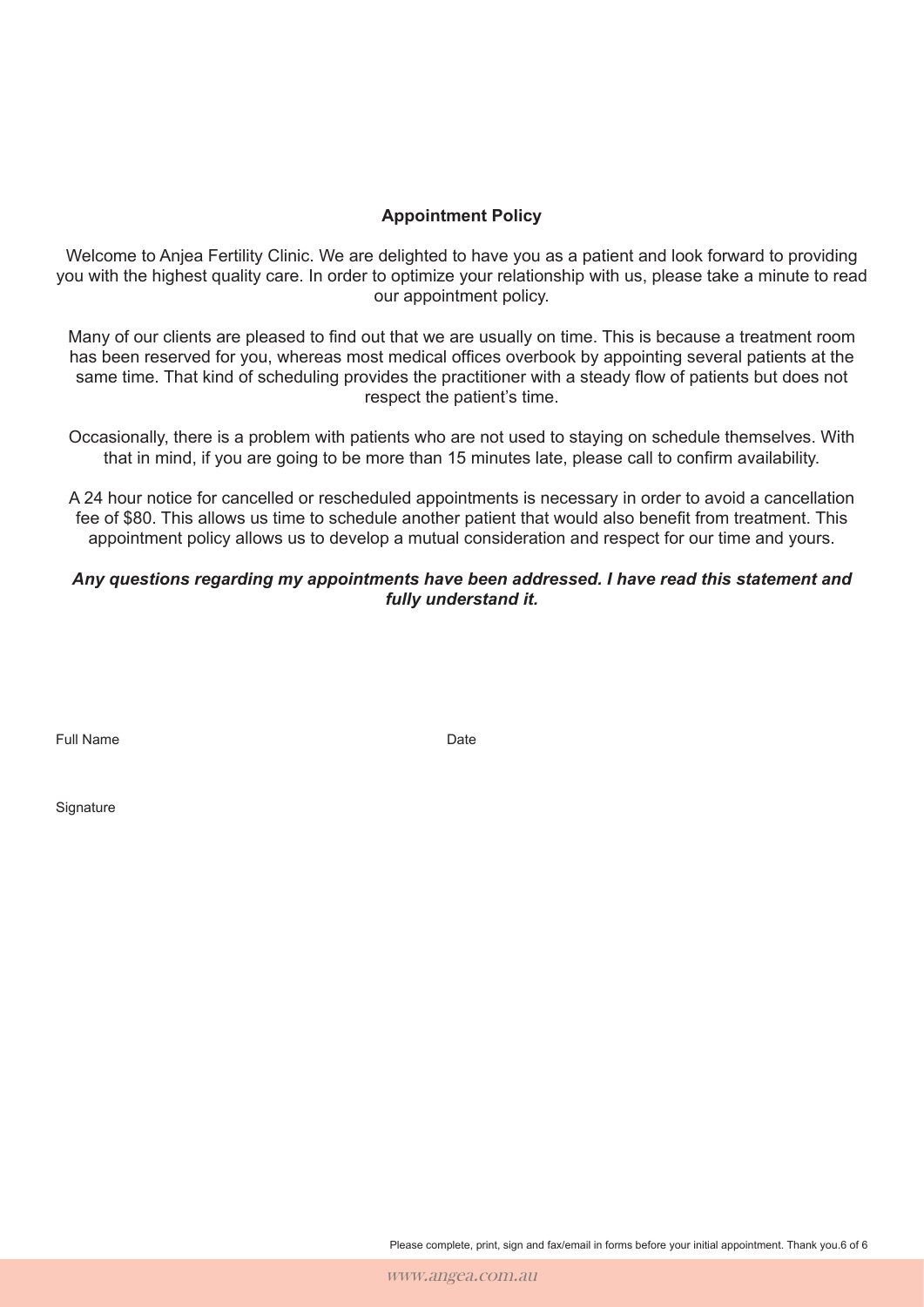## Appointment Policy

Welcome to Anjea Fertility Clinic. We are delighted to have you as a patient and look forward to providing you with the highest quality care. In order to optimize your relationship with us, please take a minute to read our appointment policy.

Many of our clients are pleased to find out that we are usually on time. This is because a treatment room has been reserved for you, whereas most medical offices overbook by appointing several patients at the same time. That kind of scheduling provides the practitioner with a steady flow of patients but does not respect the patient's time.

Occasionally, there is a problem with patients who are not used to staying on schedule themselves. With that in mind, if you are going to be more than 15 minutes late, please call to confirm availability.

A 24 hour notice for cancelled or rescheduled appointments is necessary in order to avoid a cancellation fee of $80. This allows us time to schedule another patient that would also benefit from treatment. This appointment policy allows us to develop a mutual consideration and respect for our time and yours.

***Any questions regarding my appointments have been addressed. I have read this statement and fully understand it.***

Full Name

Date

Signature

Please complete, print, sign and fax/email in forms before your initial appointment. Thank you.

www.angea.com.au